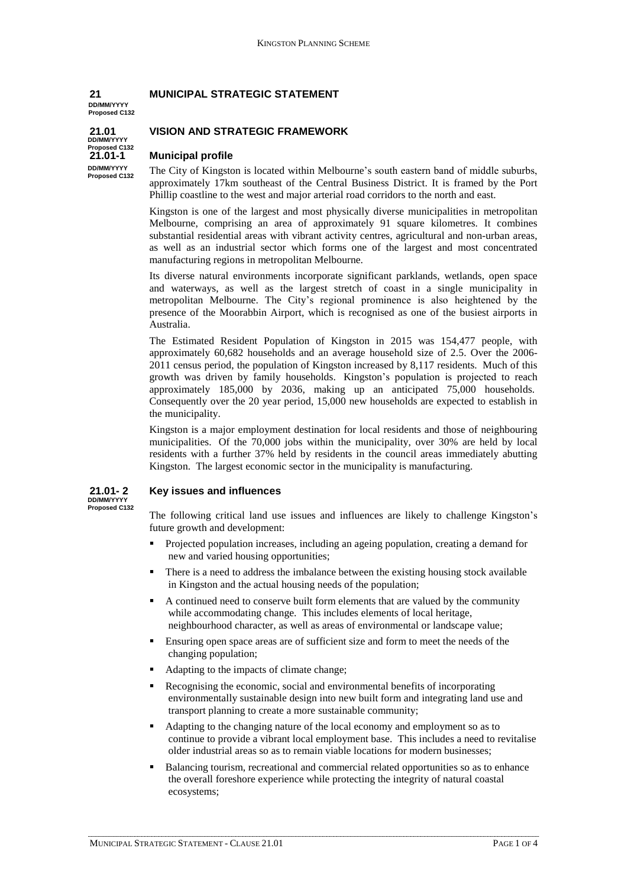# 21 MUNICIPAL STRATEGIC STATEMENT

DD/MM/YYYY
Proposed C132

## 21.01 VISION AND STRATEGIC FRAMEWORK

DD/MM/YYYY
Proposed C132

### 21.01-1 Municipal profile

DD/MM/YYYY
Proposed C132

The City of Kingston is located within Melbourne's south eastern band of middle suburbs, approximately 17km southeast of the Central Business District. It is framed by the Port Phillip coastline to the west and major arterial road corridors to the north and east.

Kingston is one of the largest and most physically diverse municipalities in metropolitan Melbourne, comprising an area of approximately 91 square kilometres. It combines substantial residential areas with vibrant activity centres, agricultural and non-urban areas, as well as an industrial sector which forms one of the largest and most concentrated manufacturing regions in metropolitan Melbourne.

Its diverse natural environments incorporate significant parklands, wetlands, open space and waterways, as well as the largest stretch of coast in a single municipality in metropolitan Melbourne. The City's regional prominence is also heightened by the presence of the Moorabbin Airport, which is recognised as one of the busiest airports in Australia.

The Estimated Resident Population of Kingston in 2015 was 154,477 people, with approximately 60,682 households and an average household size of 2.5. Over the 2006-2011 census period, the population of Kingston increased by 8,117 residents. Much of this growth was driven by family households. Kingston's population is projected to reach approximately 185,000 by 2036, making up an anticipated 75,000 households. Consequently over the 20 year period, 15,000 new households are expected to establish in the municipality.

Kingston is a major employment destination for local residents and those of neighbouring municipalities. Of the 70,000 jobs within the municipality, over 30% are held by local residents with a further 37% held by residents in the council areas immediately abutting Kingston. The largest economic sector in the municipality is manufacturing.

### 21.01-2 Key issues and influences

DD/MM/YYYY
Proposed C132

The following critical land use issues and influences are likely to challenge Kingston's future growth and development:

- Projected population increases, including an ageing population, creating a demand for new and varied housing opportunities;
- There is a need to address the imbalance between the existing housing stock available in Kingston and the actual housing needs of the population;
- A continued need to conserve built form elements that are valued by the community while accommodating change. This includes elements of local heritage, neighbourhood character, as well as areas of environmental or landscape value;
- Ensuring open space areas are of sufficient size and form to meet the needs of the changing population;
- Adapting to the impacts of climate change;
- Recognising the economic, social and environmental benefits of incorporating environmentally sustainable design into new built form and integrating land use and transport planning to create a more sustainable community;
- Adapting to the changing nature of the local economy and employment so as to continue to provide a vibrant local employment base. This includes a need to revitalise older industrial areas so as to remain viable locations for modern businesses;
- Balancing tourism, recreational and commercial related opportunities so as to enhance the overall foreshore experience while protecting the integrity of natural coastal ecosystems;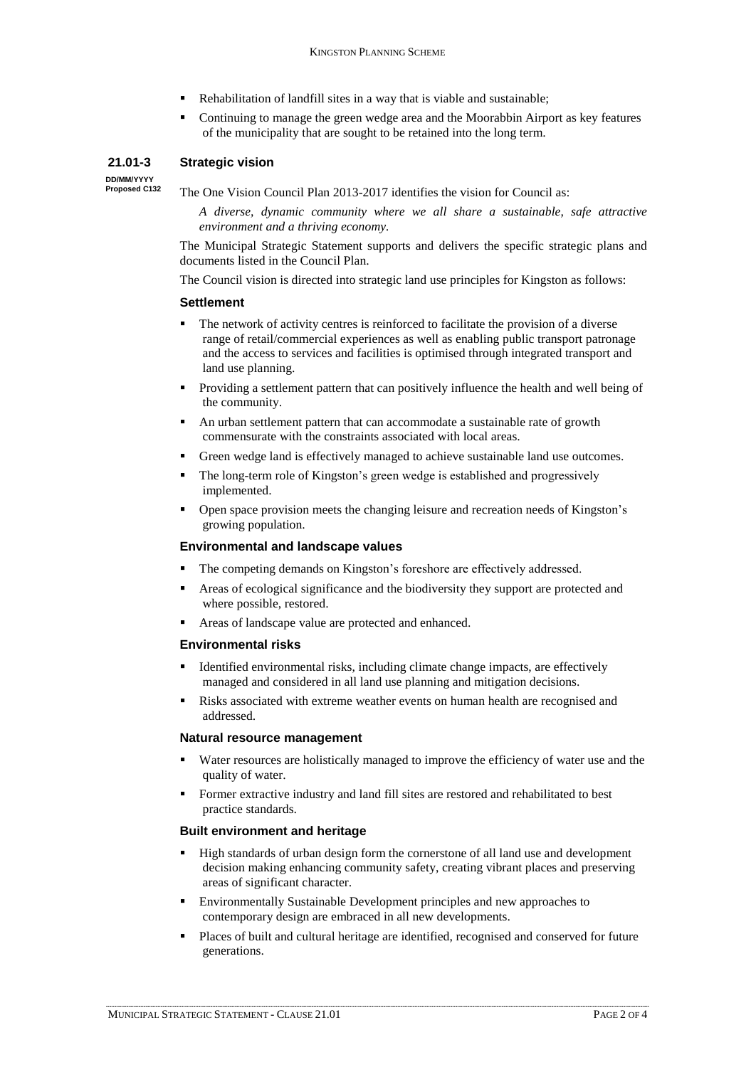- Rehabilitation of landfill sites in a way that is viable and sustainable;
- Continuing to manage the green wedge area and the Moorabbin Airport as key features of the municipality that are sought to be retained into the long term.

## 21.01-3 Strategic vision

DD/MM/YYYY
Proposed C132

The One Vision Council Plan 2013-2017 identifies the vision for Council as:

*A diverse, dynamic community where we all share a sustainable, safe attractive environment and a thriving economy.*

The Municipal Strategic Statement supports and delivers the specific strategic plans and documents listed in the Council Plan.

The Council vision is directed into strategic land use principles for Kingston as follows:

### Settlement

- The network of activity centres is reinforced to facilitate the provision of a diverse range of retail/commercial experiences as well as enabling public transport patronage and the access to services and facilities is optimised through integrated transport and land use planning.
- Providing a settlement pattern that can positively influence the health and well being of the community.
- An urban settlement pattern that can accommodate a sustainable rate of growth commensurate with the constraints associated with local areas.
- Green wedge land is effectively managed to achieve sustainable land use outcomes.
- The long-term role of Kingston's green wedge is established and progressively implemented.
- Open space provision meets the changing leisure and recreation needs of Kingston's growing population.

### Environmental and landscape values

- The competing demands on Kingston's foreshore are effectively addressed.
- Areas of ecological significance and the biodiversity they support are protected and where possible, restored.
- Areas of landscape value are protected and enhanced.

### Environmental risks

- Identified environmental risks, including climate change impacts, are effectively managed and considered in all land use planning and mitigation decisions.
- Risks associated with extreme weather events on human health are recognised and addressed.

### Natural resource management

- Water resources are holistically managed to improve the efficiency of water use and the quality of water.
- Former extractive industry and land fill sites are restored and rehabilitated to best practice standards.

### Built environment and heritage

- High standards of urban design form the cornerstone of all land use and development decision making enhancing community safety, creating vibrant places and preserving areas of significant character.
- Environmentally Sustainable Development principles and new approaches to contemporary design are embraced in all new developments.
- Places of built and cultural heritage are identified, recognised and conserved for future generations.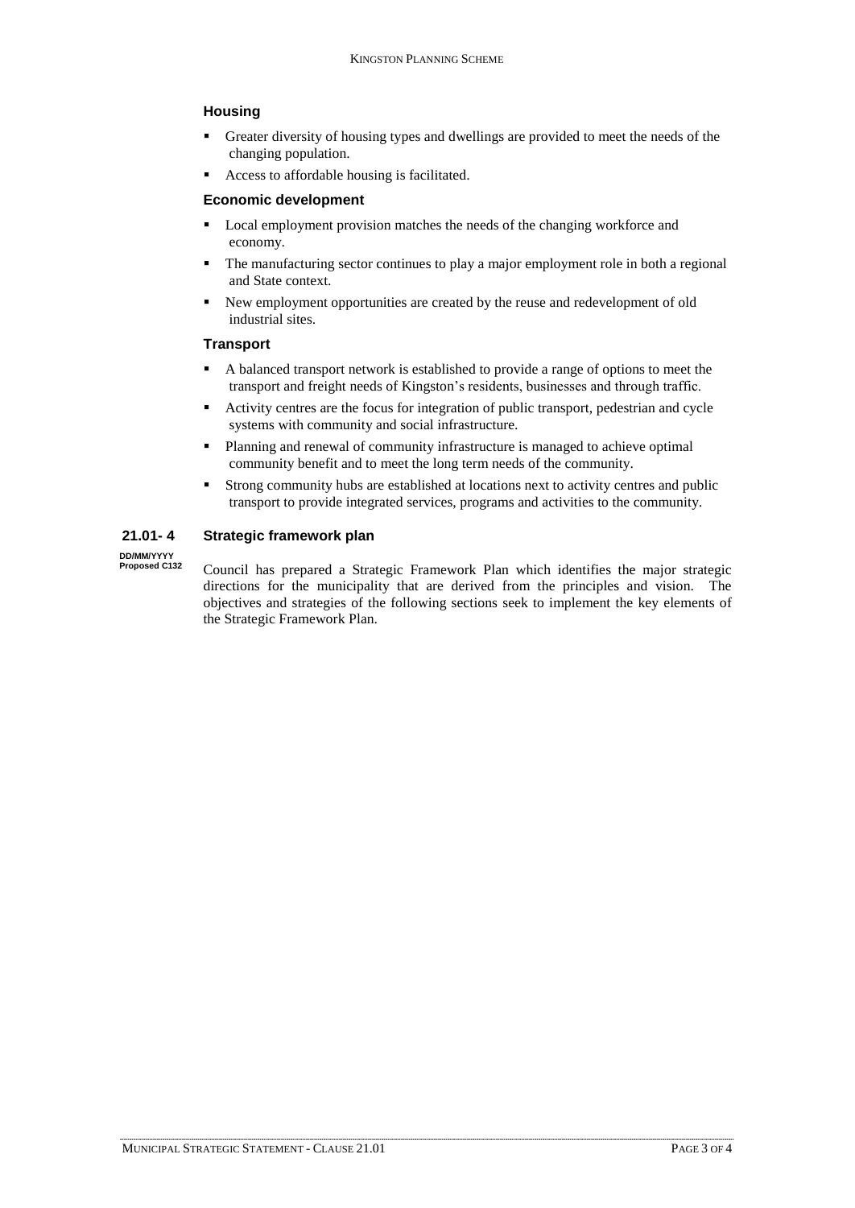### Housing

- Greater diversity of housing types and dwellings are provided to meet the needs of the changing population.
- Access to affordable housing is facilitated.

### Economic development

- Local employment provision matches the needs of the changing workforce and economy.
- The manufacturing sector continues to play a major employment role in both a regional and State context.
- New employment opportunities are created by the reuse and redevelopment of old industrial sites.

### Transport

- A balanced transport network is established to provide a range of options to meet the transport and freight needs of Kingston's residents, businesses and through traffic.
- Activity centres are the focus for integration of public transport, pedestrian and cycle systems with community and social infrastructure.
- Planning and renewal of community infrastructure is managed to achieve optimal community benefit and to meet the long term needs of the community.
- Strong community hubs are established at locations next to activity centres and public transport to provide integrated services, programs and activities to the community.

## 21.01- 4 Strategic framework plan

DD/MM/YYYY
Proposed C132

Council has prepared a Strategic Framework Plan which identifies the major strategic directions for the municipality that are derived from the principles and vision. The objectives and strategies of the following sections seek to implement the key elements of the Strategic Framework Plan.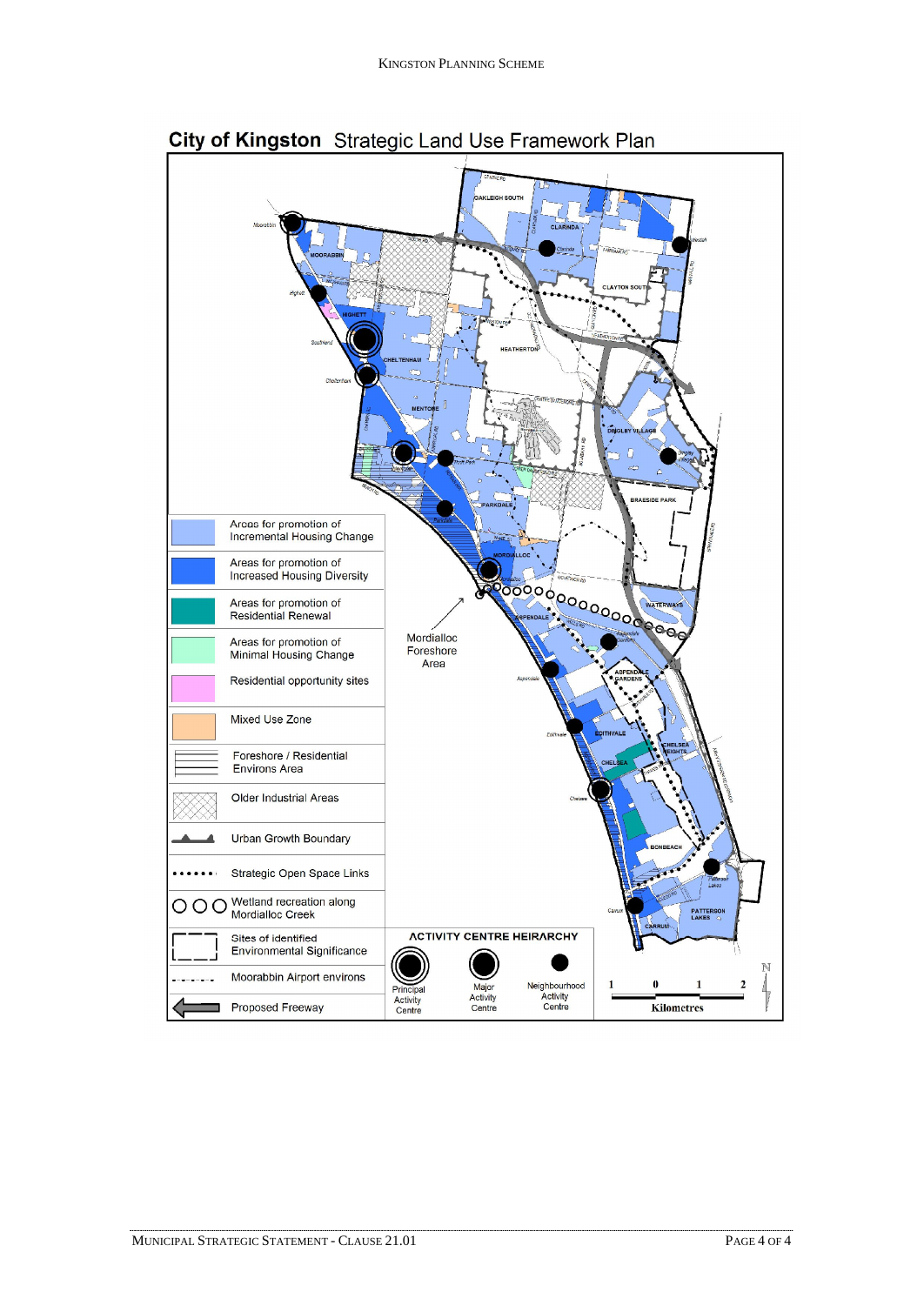# City of Kingston Strategic Land Use Framework Plan

OAKLEIGH SOUTH

CLARINDA

CLAYTON SOUTH

MOORABBIN

HIGHETT

CHELTENHAM

HEATHERTON

MENTONE

DINGLEY VILLAGE

PARKDALE

BRAESIDE PARK

MORDIALLOC

WATERWAYS

ASPENDALE

ASPENDALE GARDENS

EDITHVALE

CHELSEA HEIGHTS

CHELSEA

BONBEACH

PATTERSON LAKES

CARRUM

Mordialloc Foreshore Area

Areas for promotion of Incremental Housing Change

Areas for promotion of Increased Housing Diversity

Areas for promotion of Residential Renewal

Areas for promotion of Minimal Housing Change

Residential opportunity sites

Mixed Use Zone

Foreshore / Residential Environs Area

Older Industrial Areas

Urban Growth Boundary

Strategic Open Space Links

Wetland recreation along Mordialloc Creek

Sites of identified Environmental Significance

Moorabbin Airport environs

Proposed Freeway

ACTIVITY CENTRE HEIRARCHY

Principal Activity Centre

Major Activity Centre

Neighbourhood Activity Centre

1 0 1 2

Kilometres

N